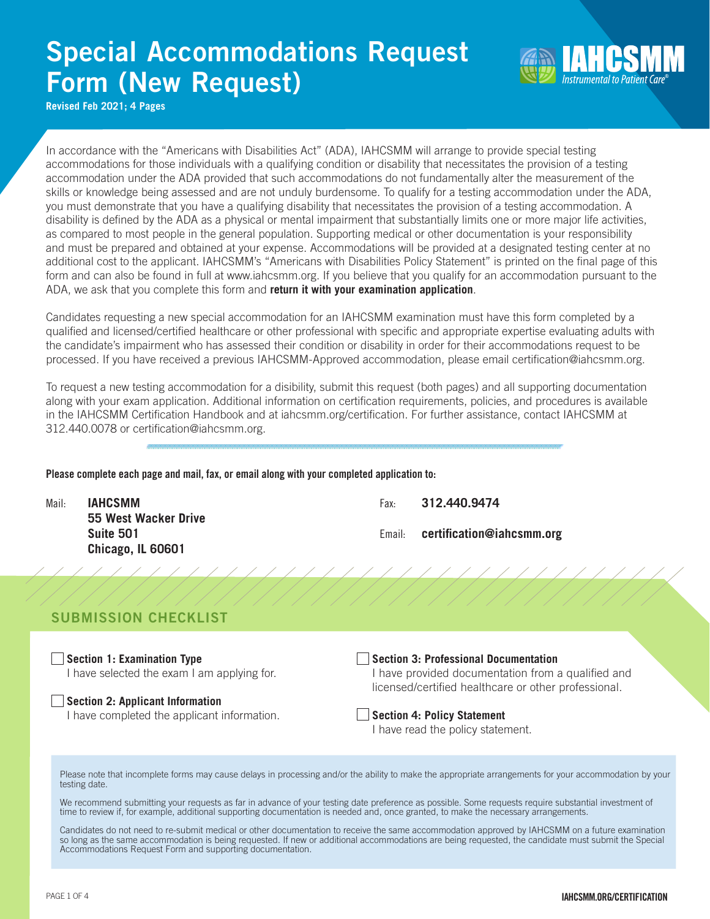# Special Accommodations Request Form (New Request)

**Revised Feb 2021; 4 Pages**

IAHCSMM *Instrumental to Patient Care®*

In accordance with the "Americans with Disabilities Act" (ADA), IAHCSMM will arrange to provide special testing accommodations for those individuals with a qualifying condition or disability that necessitates the provision of a testing accommodation under the ADA provided that such accommodations do not fundamentally alter the measurement of the skills or knowledge being assessed and are not unduly burdensome. To qualify for a testing accommodation under the ADA, you must demonstrate that you have a qualifying disability that necessitates the provision of a testing accommodation. A disability is defined by the ADA as a physical or mental impairment that substantially limits one or more major life activities, as compared to most people in the general population. Supporting medical or other documentation is your responsibility and must be prepared and obtained at your expense. Accommodations will be provided at a designated testing center at no additional cost to the applicant. IAHCSMM's "Americans with Disabilities Policy Statement" is printed on the final page of this form and can also be found in full at www.iahcsmm.org. If you believe that you qualify for an accommodation pursuant to the ADA, we ask that you complete this form and **return it with your examination application**.

Candidates requesting a new special accommodation for an IAHCSMM examination must have this form completed by a qualified and licensed/certified healthcare or other professional with specific and appropriate expertise evaluating adults with the candidate's impairment who has assessed their condition or disability in order for their accommodations request to be processed. If you have received a previous IAHCSMM-Approved accommodation, please email certification@iahcsmm.org.

To request a new testing accommodation for a disibility, submit this request (both pages) and all supporting documentation along with your exam application. Additional information on certification requirements, policies, and procedures is available in the IAHCSMM Certification Handbook and at iahcsmm.org/certification. For further assistance, contact IAHCSMM at 312.440.0078 or certification@iahcsmm.org.

**Please complete each page and mail, fax, or email along with your completed application to:**

Mail: **IAHCSMM**
**55 West Wacker Drive**
**Suite 501**
**Chicago, IL 60601**

Fax: **312.440.9474**

Email: **certification@iahcsmm.org**

## SUBMISSION CHECKLIST

- [ ] **Section 1: Examination Type**
  I have selected the exam I am applying for.
- [ ] **Section 2: Applicant Information**
  I have completed the applicant information.
- [ ] **Section 3: Professional Documentation**
  I have provided documentation from a qualified and licensed/certified healthcare or other professional.
- [ ] **Section 4: Policy Statement**
  I have read the policy statement.

Please note that incomplete forms may cause delays in processing and/or the ability to make the appropriate arrangements for your accommodation by your testing date.

We recommend submitting your requests as far in advance of your testing date preference as possible. Some requests require substantial investment of time to review if, for example, additional supporting documentation is needed and, once granted, to make the necessary arrangements.

Candidates do not need to re-submit medical or other documentation to receive the same accommodation approved by IAHCSMM on a future examination so long as the same accommodation is being requested. If new or additional accommodations are being requested, the candidate must submit the Special Accommodations Request Form and supporting documentation.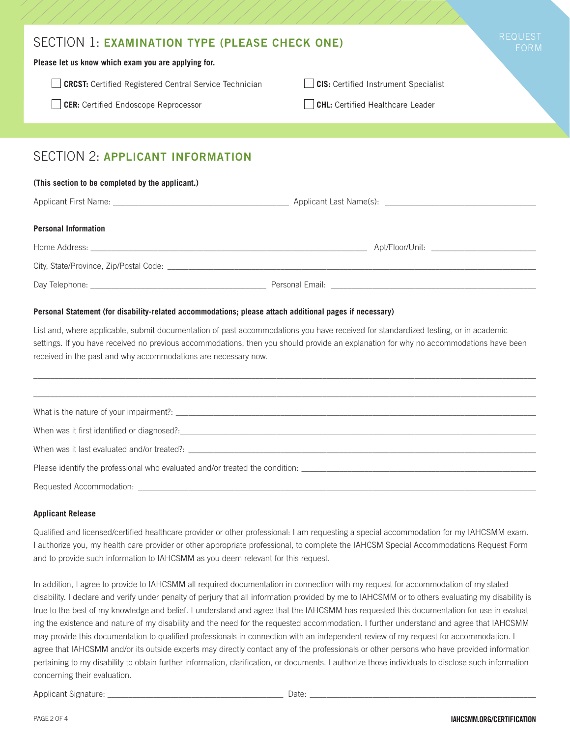REQUEST FORM

## SECTION 1: EXAMINATION TYPE (PLEASE CHECK ONE)

**Please let us know which exam you are applying for.**

- ☐ **CRCST:** Certified Registered Central Service Technician
- ☐ **CIS:** Certified Instrument Specialist
- ☐ **CER:** Certified Endoscope Reprocessor
- ☐ **CHL:** Certified Healthcare Leader

## SECTION 2: APPLICANT INFORMATION

**(This section to be completed by the applicant.)**

Applicant First Name: ________________________ Applicant Last Name(s): ________________________

**Personal Information**

Home Address: ________________________________________ Apt/Floor/Unit: ________________

City, State/Province, Zip/Postal Code: ________________________________________________

Day Telephone: ________________________ Personal Email: ________________________________

**Personal Statement (for disability-related accommodations; please attach additional pages if necessary)**

List and, where applicable, submit documentation of past accommodations you have received for standardized testing, or in academic settings. If you have received no previous accommodations, then you should provide an explanation for why no accommodations have been received in the past and why accommodations are necessary now.

______________________________________________________________________________

______________________________________________________________________________

What is the nature of your impairment?: ______________________________________________

When was it first identified or diagnosed?: ___________________________________________

When was it last evaluated and/or treated?: __________________________________________

Please identify the professional who evaluated and/or treated the condition: ________________

Requested Accommodation: _________________________________________________________

**Applicant Release**

Qualified and licensed/certified healthcare provider or other professional: I am requesting a special accommodation for my IAHCSMM exam. I authorize you, my health care provider or other appropriate professional, to complete the IAHCSM Special Accommodations Request Form and to provide such information to IAHCSMM as you deem relevant for this request.

In addition, I agree to provide to IAHCSMM all required documentation in connection with my request for accommodation of my stated disability. I declare and verify under penalty of perjury that all information provided by me to IAHCSMM or to others evaluating my disability is true to the best of my knowledge and belief. I understand and agree that the IAHCSMM has requested this documentation for use in evaluating the existence and nature of my disability and the need for the requested accommodation. I further understand and agree that IAHCSMM may provide this documentation to qualified professionals in connection with an independent review of my request for accommodation. I agree that IAHCSMM and/or its outside experts may directly contact any of the professionals or other persons who have provided information pertaining to my disability to obtain further information, clarification, or documents. I authorize those individuals to disclose such information concerning their evaluation.

Applicant Signature: ________________________ Date: ________________________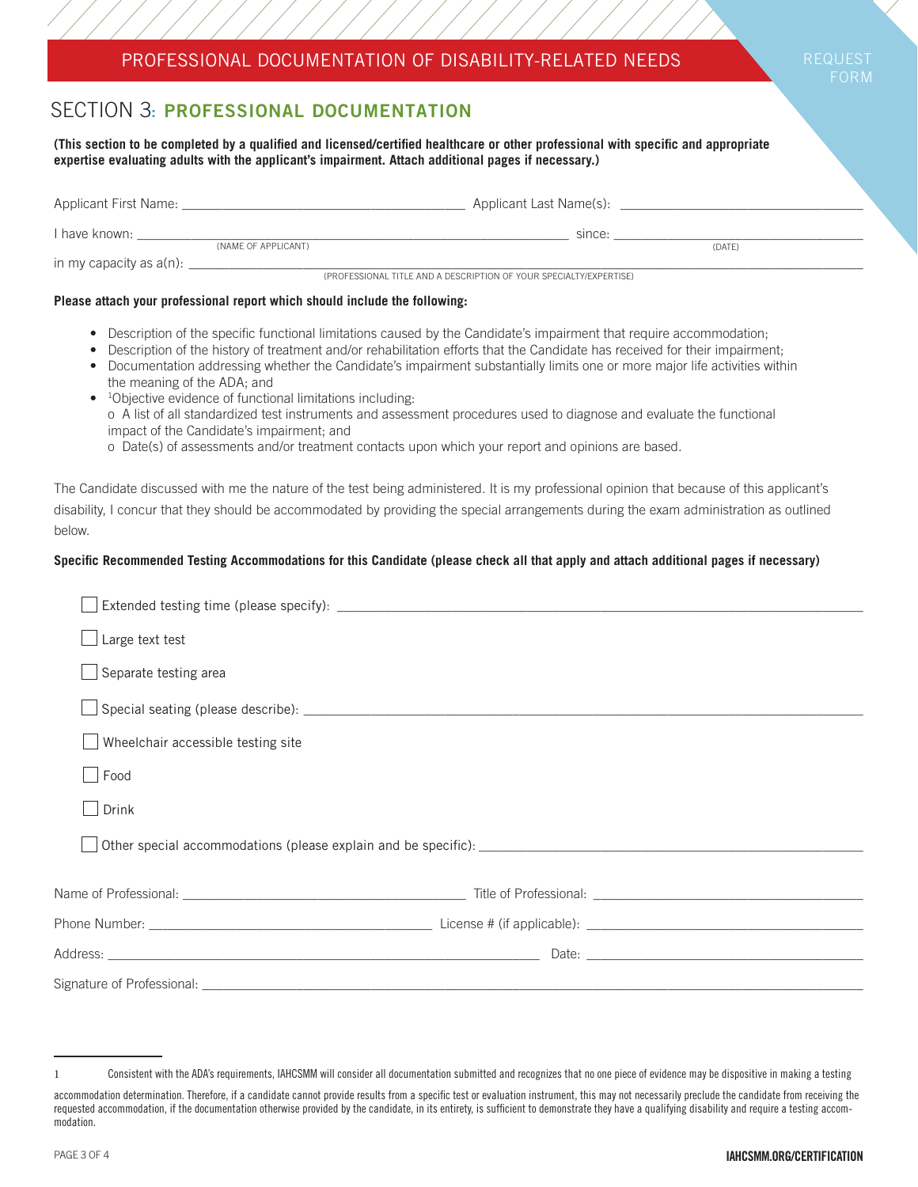PROFESSIONAL DOCUMENTATION OF DISABILITY-RELATED NEEDS

REQUEST FORM

# SECTION 3: PROFESSIONAL DOCUMENTATION

**(This section to be completed by a qualified and licensed/certified healthcare or other professional with specific and appropriate expertise evaluating adults with the applicant's impairment. Attach additional pages if necessary.)**

Applicant First Name: ______________________ Applicant Last Name(s): ______________________

I have known: ______________________ (NAME OF APPLICANT) since: ______________________ (DATE)

in my capacity as a(n): ______________________ (PROFESSIONAL TITLE AND A DESCRIPTION OF YOUR SPECIALTY/EXPERTISE)

**Please attach your professional report which should include the following:**

- Description of the specific functional limitations caused by the Candidate's impairment that require accommodation;
- Description of the history of treatment and/or rehabilitation efforts that the Candidate has received for their impairment;
- Documentation addressing whether the Candidate's impairment substantially limits one or more major life activities within the meaning of the ADA; and
- [1]Objective evidence of functional limitations including:
  - o A list of all standardized test instruments and assessment procedures used to diagnose and evaluate the functional impact of the Candidate's impairment; and
  - o Date(s) of assessments and/or treatment contacts upon which your report and opinions are based.

The Candidate discussed with me the nature of the test being administered. It is my professional opinion that because of this applicant's disability, I concur that they should be accommodated by providing the special arrangements during the exam administration as outlined below.

**Specific Recommended Testing Accommodations for this Candidate (please check all that apply and attach additional pages if necessary)**

- ☐ Extended testing time (please specify): ______________________
- ☐ Large text test
- ☐ Separate testing area
- ☐ Special seating (please describe): ______________________
- ☐ Wheelchair accessible testing site
- ☐ Food
- ☐ Drink
- ☐ Other special accommodations (please explain and be specific): ______________________

Name of Professional: ______________________ Title of Professional: ______________________

Phone Number: ______________________ License # (if applicable): ______________________

Address: ______________________ Date: ______________________

Signature of Professional: ______________________

---

1 Consistent with the ADA's requirements, IAHCSMM will consider all documentation submitted and recognizes that no one piece of evidence may be dispositive in making a testing accommodation determination. Therefore, if a candidate cannot provide results from a specific test or evaluation instrument, this may not necessarily preclude the candidate from receiving the requested accommodation, if the documentation otherwise provided by the candidate, in its entirety, is sufficient to demonstrate they have a qualifying disability and require a testing accommodation.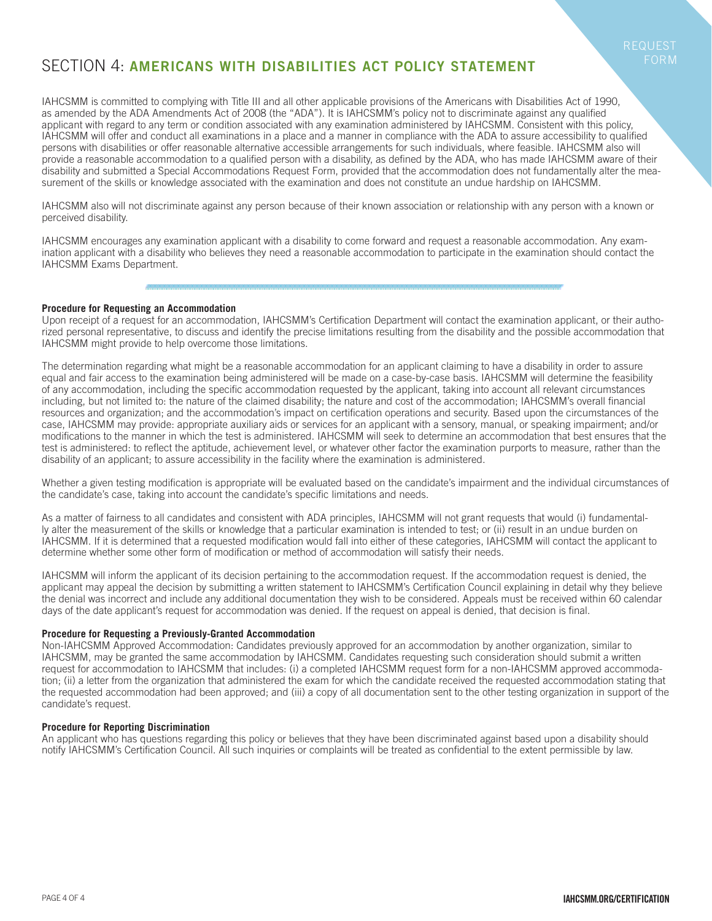# SECTION 4: **AMERICANS WITH DISABILITIES ACT POLICY STATEMENT**

IAHCSMM is committed to complying with Title III and all other applicable provisions of the Americans with Disabilities Act of 1990, as amended by the ADA Amendments Act of 2008 (the "ADA"). It is IAHCSMM's policy not to discriminate against any qualified applicant with regard to any term or condition associated with any examination administered by IAHCSMM. Consistent with this policy, IAHCSMM will offer and conduct all examinations in a place and a manner in compliance with the ADA to assure accessibility to qualified persons with disabilities or offer reasonable alternative accessible arrangements for such individuals, where feasible. IAHCSMM also will provide a reasonable accommodation to a qualified person with a disability, as defined by the ADA, who has made IAHCSMM aware of their disability and submitted a Special Accommodations Request Form, provided that the accommodation does not fundamentally alter the measurement of the skills or knowledge associated with the examination and does not constitute an undue hardship on IAHCSMM.

IAHCSMM also will not discriminate against any person because of their known association or relationship with any person with a known or perceived disability.

IAHCSMM encourages any examination applicant with a disability to come forward and request a reasonable accommodation. Any examination applicant with a disability who believes they need a reasonable accommodation to participate in the examination should contact the IAHCSMM Exams Department.

**Procedure for Requesting an Accommodation**
Upon receipt of a request for an accommodation, IAHCSMM's Certification Department will contact the examination applicant, or their authorized personal representative, to discuss and identify the precise limitations resulting from the disability and the possible accommodation that IAHCSMM might provide to help overcome those limitations.

The determination regarding what might be a reasonable accommodation for an applicant claiming to have a disability in order to assure equal and fair access to the examination being administered will be made on a case-by-case basis. IAHCSMM will determine the feasibility of any accommodation, including the specific accommodation requested by the applicant, taking into account all relevant circumstances including, but not limited to: the nature of the claimed disability; the nature and cost of the accommodation; IAHCSMM's overall financial resources and organization; and the accommodation's impact on certification operations and security. Based upon the circumstances of the case, IAHCSMM may provide: appropriate auxiliary aids or services for an applicant with a sensory, manual, or speaking impairment; and/or modifications to the manner in which the test is administered. IAHCSMM will seek to determine an accommodation that best ensures that the test is administered: to reflect the aptitude, achievement level, or whatever other factor the examination purports to measure, rather than the disability of an applicant; to assure accessibility in the facility where the examination is administered.

Whether a given testing modification is appropriate will be evaluated based on the candidate's impairment and the individual circumstances of the candidate's case, taking into account the candidate's specific limitations and needs.

As a matter of fairness to all candidates and consistent with ADA principles, IAHCSMM will not grant requests that would (i) fundamentally alter the measurement of the skills or knowledge that a particular examination is intended to test; or (ii) result in an undue burden on IAHCSMM. If it is determined that a requested modification would fall into either of these categories, IAHCSMM will contact the applicant to determine whether some other form of modification or method of accommodation will satisfy their needs.

IAHCSMM will inform the applicant of its decision pertaining to the accommodation request. If the accommodation request is denied, the applicant may appeal the decision by submitting a written statement to IAHCSMM's Certification Council explaining in detail why they believe the denial was incorrect and include any additional documentation they wish to be considered. Appeals must be received within 60 calendar days of the date applicant's request for accommodation was denied. If the request on appeal is denied, that decision is final.

**Procedure for Requesting a Previously-Granted Accommodation**
Non-IAHCSMM Approved Accommodation: Candidates previously approved for an accommodation by another organization, similar to IAHCSMM, may be granted the same accommodation by IAHCSMM. Candidates requesting such consideration should submit a written request for accommodation to IAHCSMM that includes: (i) a completed IAHCSMM request form for a non-IAHCSMM approved accommodation; (ii) a letter from the organization that administered the exam for which the candidate received the requested accommodation stating that the requested accommodation had been approved; and (iii) a copy of all documentation sent to the other testing organization in support of the candidate's request.

**Procedure for Reporting Discrimination**
An applicant who has questions regarding this policy or believes that they have been discriminated against based upon a disability should notify IAHCSMM's Certification Council. All such inquiries or complaints will be treated as confidential to the extent permissible by law.